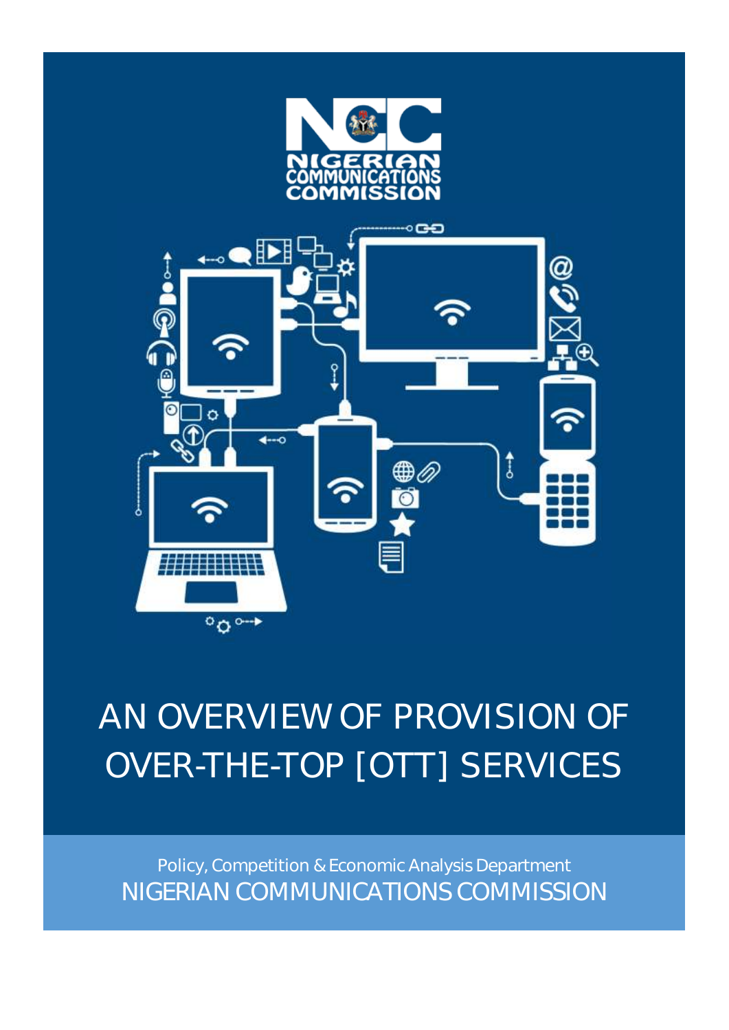NIGERIAN COMMUNICATIONS COMMISSION

# AN OVERVIEW OF PROVISION OF OVER-THE-TOP [OTT] SERVICES

Policy, Competition & Economic Analysis Department

NIGERIAN COMMUNICATIONS COMMISSION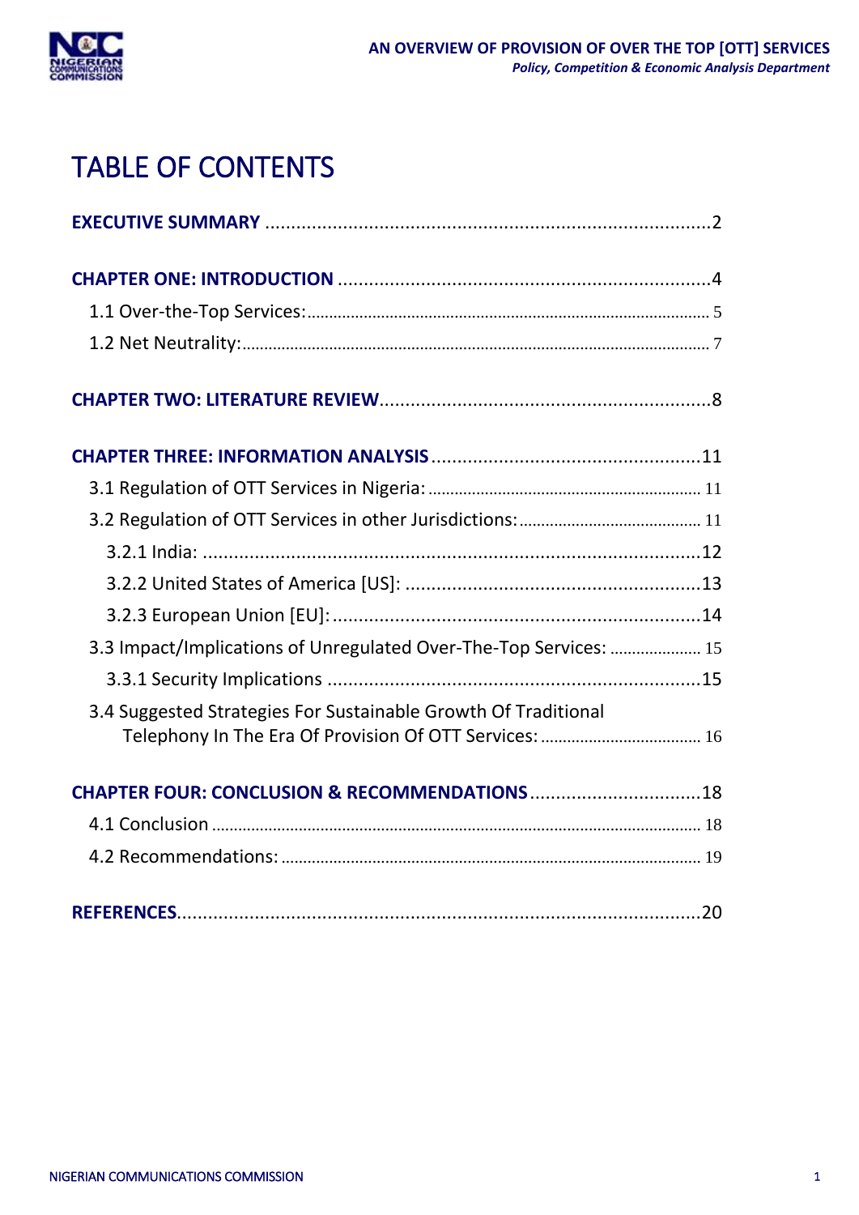# TABLE OF CONTENTS

**EXECUTIVE SUMMARY** ........................................................................................2

**CHAPTER ONE: INTRODUCTION** .........................................................................4

- 1.1 Over-the-Top Services: ............................................................................................ 5
- 1.2 Net Neutrality: .......................................................................................................... 7

**CHAPTER TWO: LITERATURE REVIEW** .................................................................8

**CHAPTER THREE: INFORMATION ANALYSIS** .....................................................11

- 3.1 Regulation of OTT Services in Nigeria: ............................................................... 11
- 3.2 Regulation of OTT Services in other Jurisdictions: ........................................... 11
  - 3.2.1 India: ..................................................................................................12
  - 3.2.2 United States of America [US]: ..........................................................13
  - 3.2.3 European Union [EU]: ........................................................................14
- 3.3 Impact/Implications of Unregulated Over-The-Top Services: ..................... 15
  - 3.3.1 Security Implications ..........................................................................15
- 3.4 Suggested Strategies For Sustainable Growth Of Traditional Telephony In The Era Of Provision Of OTT Services: ..................................... 16

**CHAPTER FOUR: CONCLUSION & RECOMMENDATIONS** .................................18

- 4.1 Conclusion ................................................................................................................. 18
- 4.2 Recommendations: .................................................................................................. 19

**REFERENCES** ...................................................................................................20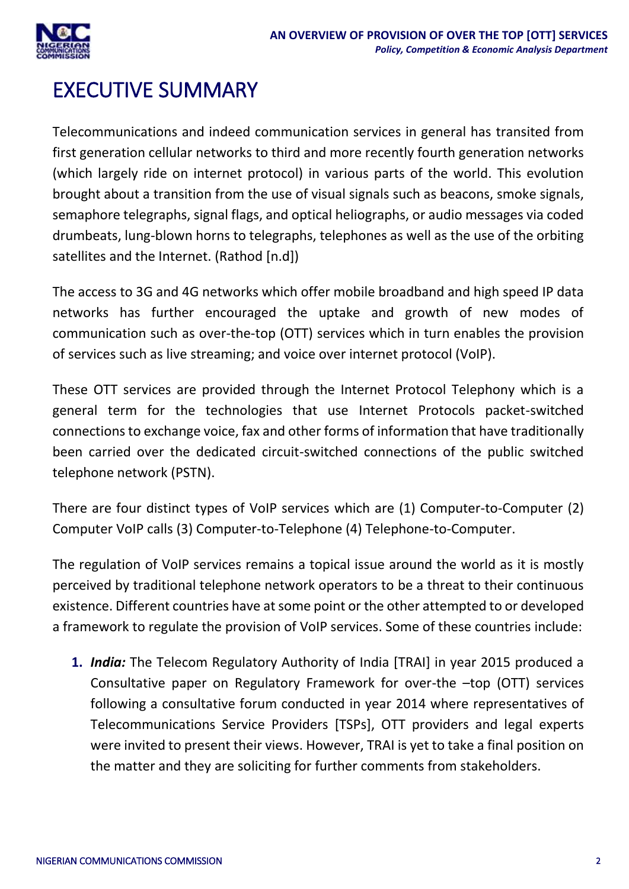# EXECUTIVE SUMMARY

Telecommunications and indeed communication services in general has transited from first generation cellular networks to third and more recently fourth generation networks (which largely ride on internet protocol) in various parts of the world. This evolution brought about a transition from the use of visual signals such as beacons, smoke signals, semaphore telegraphs, signal flags, and optical heliographs, or audio messages via coded drumbeats, lung-blown horns to telegraphs, telephones as well as the use of the orbiting satellites and the Internet. (Rathod [n.d])

The access to 3G and 4G networks which offer mobile broadband and high speed IP data networks has further encouraged the uptake and growth of new modes of communication such as over-the-top (OTT) services which in turn enables the provision of services such as live streaming; and voice over internet protocol (VoIP).

These OTT services are provided through the Internet Protocol Telephony which is a general term for the technologies that use Internet Protocols packet-switched connections to exchange voice, fax and other forms of information that have traditionally been carried over the dedicated circuit-switched connections of the public switched telephone network (PSTN).

There are four distinct types of VoIP services which are (1) Computer-to-Computer (2) Computer VoIP calls (3) Computer-to-Telephone (4) Telephone-to-Computer.

The regulation of VoIP services remains a topical issue around the world as it is mostly perceived by traditional telephone network operators to be a threat to their continuous existence. Different countries have at some point or the other attempted to or developed a framework to regulate the provision of VoIP services. Some of these countries include:

1. ***India:*** The Telecom Regulatory Authority of India [TRAI] in year 2015 produced a Consultative paper on Regulatory Framework for over-the –top (OTT) services following a consultative forum conducted in year 2014 where representatives of Telecommunications Service Providers [TSPs], OTT providers and legal experts were invited to present their views. However, TRAI is yet to take a final position on the matter and they are soliciting for further comments from stakeholders.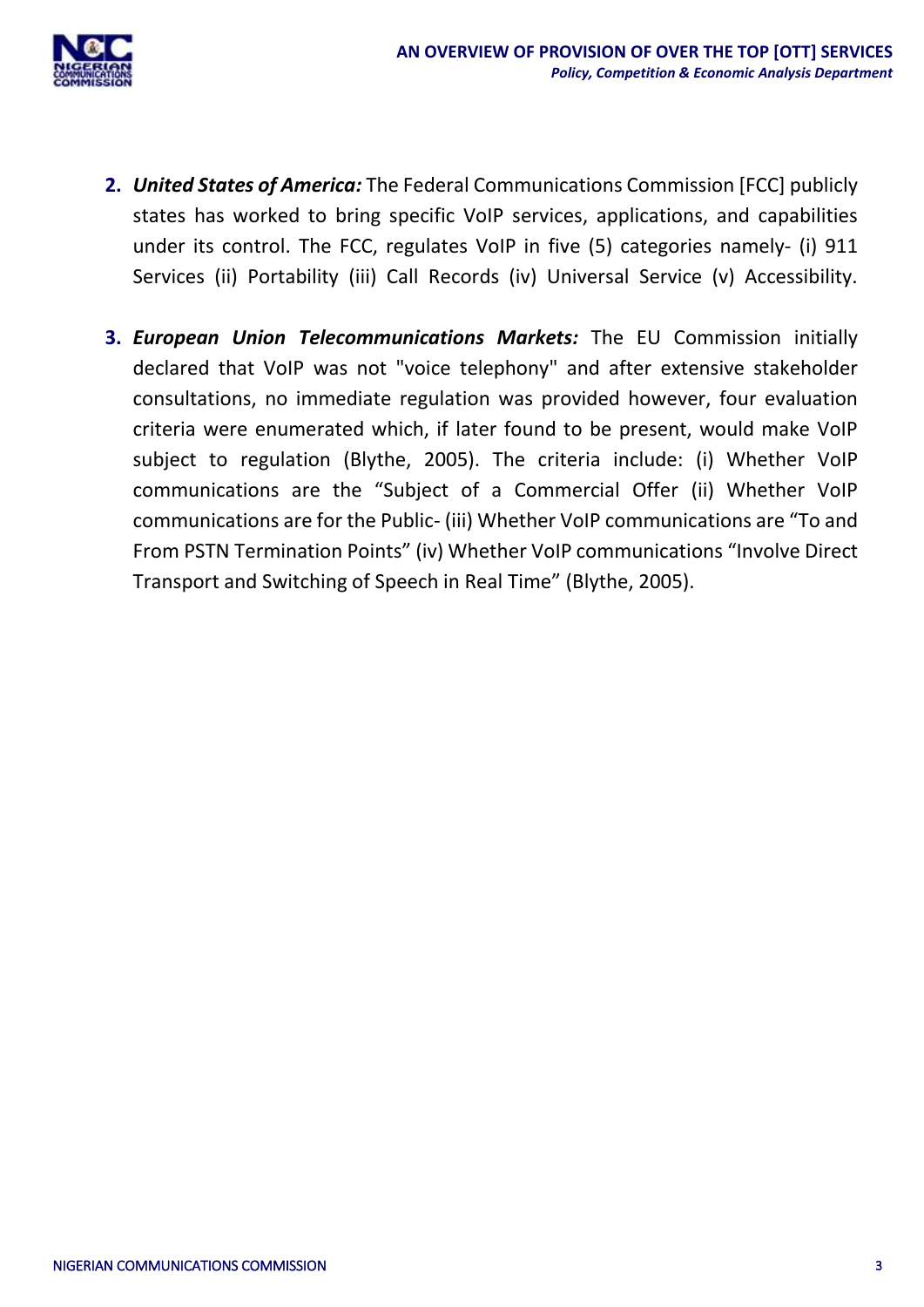2. ***United States of America:*** The Federal Communications Commission [FCC] publicly states has worked to bring specific VoIP services, applications, and capabilities under its control. The FCC, regulates VoIP in five (5) categories namely- (i) 911 Services (ii) Portability (iii) Call Records (iv) Universal Service (v) Accessibility.

3. ***European Union Telecommunications Markets:*** The EU Commission initially declared that VoIP was not "voice telephony" and after extensive stakeholder consultations, no immediate regulation was provided however, four evaluation criteria were enumerated which, if later found to be present, would make VoIP subject to regulation (Blythe, 2005). The criteria include: (i) Whether VoIP communications are the "Subject of a Commercial Offer (ii) Whether VoIP communications are for the Public- (iii) Whether VoIP communications are "To and From PSTN Termination Points" (iv) Whether VoIP communications "Involve Direct Transport and Switching of Speech in Real Time" (Blythe, 2005).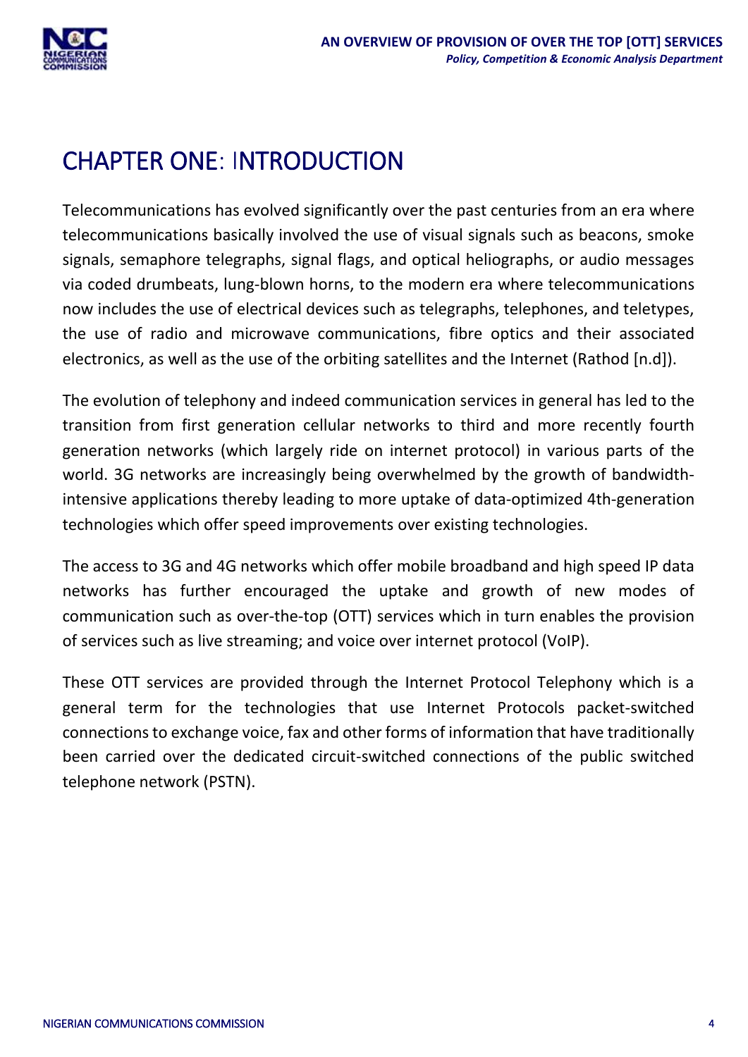# CHAPTER ONE: INTRODUCTION

Telecommunications has evolved significantly over the past centuries from an era where telecommunications basically involved the use of visual signals such as beacons, smoke signals, semaphore telegraphs, signal flags, and optical heliographs, or audio messages via coded drumbeats, lung-blown horns, to the modern era where telecommunications now includes the use of electrical devices such as telegraphs, telephones, and teletypes, the use of radio and microwave communications, fibre optics and their associated electronics, as well as the use of the orbiting satellites and the Internet (Rathod [n.d]).

The evolution of telephony and indeed communication services in general has led to the transition from first generation cellular networks to third and more recently fourth generation networks (which largely ride on internet protocol) in various parts of the world. 3G networks are increasingly being overwhelmed by the growth of bandwidth-intensive applications thereby leading to more uptake of data-optimized 4th-generation technologies which offer speed improvements over existing technologies.

The access to 3G and 4G networks which offer mobile broadband and high speed IP data networks has further encouraged the uptake and growth of new modes of communication such as over-the-top (OTT) services which in turn enables the provision of services such as live streaming; and voice over internet protocol (VoIP).

These OTT services are provided through the Internet Protocol Telephony which is a general term for the technologies that use Internet Protocols packet-switched connections to exchange voice, fax and other forms of information that have traditionally been carried over the dedicated circuit-switched connections of the public switched telephone network (PSTN).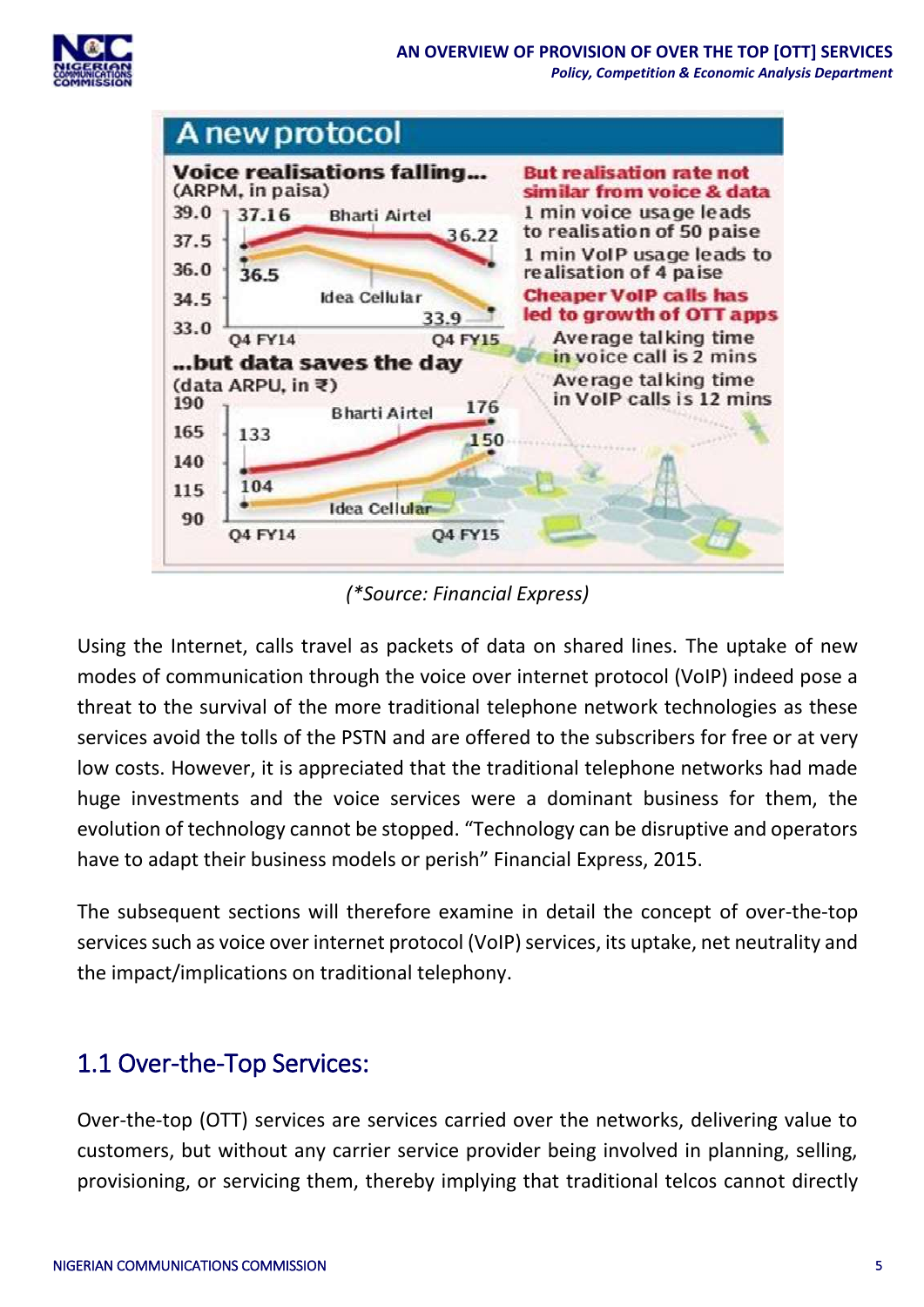**A new protocol**

**Voice realisations falling...**
(ARPM, in paisa)

Bharti Airtel: 37.16 (Q4 FY14) → 36.22 (Q4 FY15)
Idea Cellular: 36.5 (Q4 FY14) → 33.9 (Q4 FY15)

**...but data saves the day**
(data ARPU, in ₹)

Bharti Airtel: 133 (Q4 FY14) → 176 (Q4 FY15)
Idea Cellular: 104 (Q4 FY14) → 150 (Q4 FY15)

**But realisation rate not similar from voice & data**

1 min voice usage leads to realisation of 50 paise

1 min VoIP usage leads to realisation of 4 paise

**Cheaper VoIP calls has led to growth of OTT apps**

Average talking time in voice call is 2 mins

Average talking time in VoIP calls is 12 mins

*(\*Source: Financial Express)*

Using the Internet, calls travel as packets of data on shared lines. The uptake of new modes of communication through the voice over internet protocol (VoIP) indeed pose a threat to the survival of the more traditional telephone network technologies as these services avoid the tolls of the PSTN and are offered to the subscribers for free or at very low costs. However, it is appreciated that the traditional telephone networks had made huge investments and the voice services were a dominant business for them, the evolution of technology cannot be stopped. "Technology can be disruptive and operators have to adapt their business models or perish" Financial Express, 2015.

The subsequent sections will therefore examine in detail the concept of over-the-top services such as voice over internet protocol (VoIP) services, its uptake, net neutrality and the impact/implications on traditional telephony.

## 1.1 Over-the-Top Services:

Over-the-top (OTT) services are services carried over the networks, delivering value to customers, but without any carrier service provider being involved in planning, selling, provisioning, or servicing them, thereby implying that traditional telcos cannot directly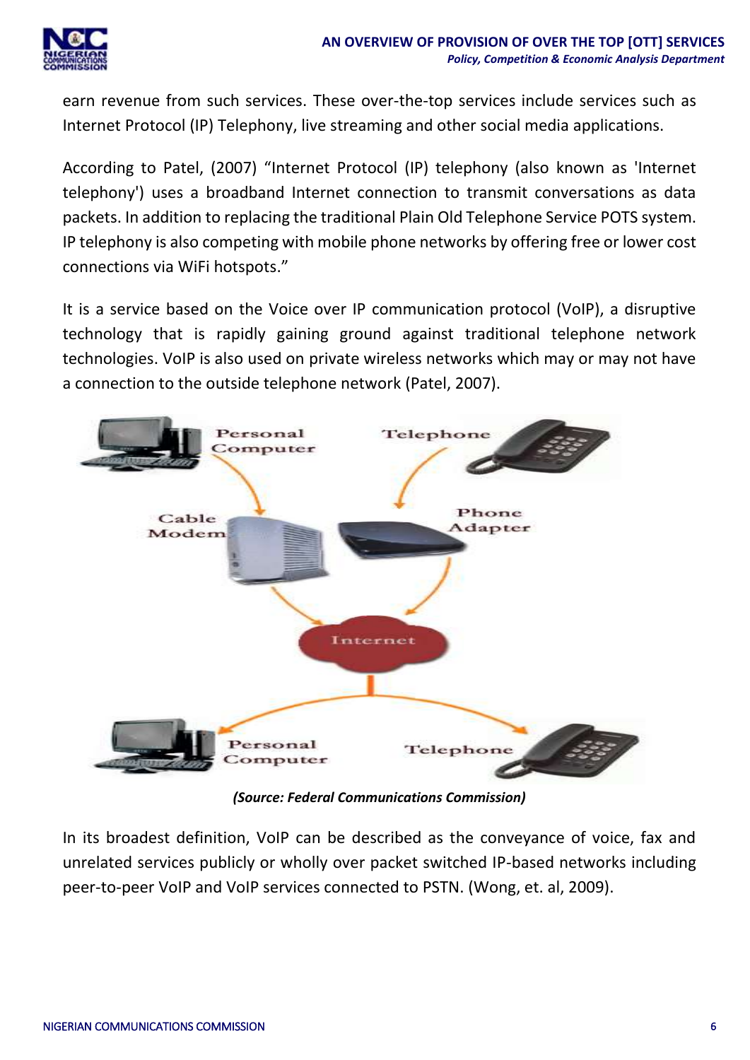earn revenue from such services. These over-the-top services include services such as Internet Protocol (IP) Telephony, live streaming and other social media applications.

According to Patel, (2007) “Internet Protocol (IP) telephony (also known as 'Internet telephony') uses a broadband Internet connection to transmit conversations as data packets. In addition to replacing the traditional Plain Old Telephone Service POTS system. IP telephony is also competing with mobile phone networks by offering free or lower cost connections via WiFi hotspots.”

It is a service based on the Voice over IP communication protocol (VoIP), a disruptive technology that is rapidly gaining ground against traditional telephone network technologies. VoIP is also used on private wireless networks which may or may not have a connection to the outside telephone network (Patel, 2007).

***(Source: Federal Communications Commission)***

In its broadest definition, VoIP can be described as the conveyance of voice, fax and unrelated services publicly or wholly over packet switched IP-based networks including peer-to-peer VoIP and VoIP services connected to PSTN. (Wong, et. al, 2009).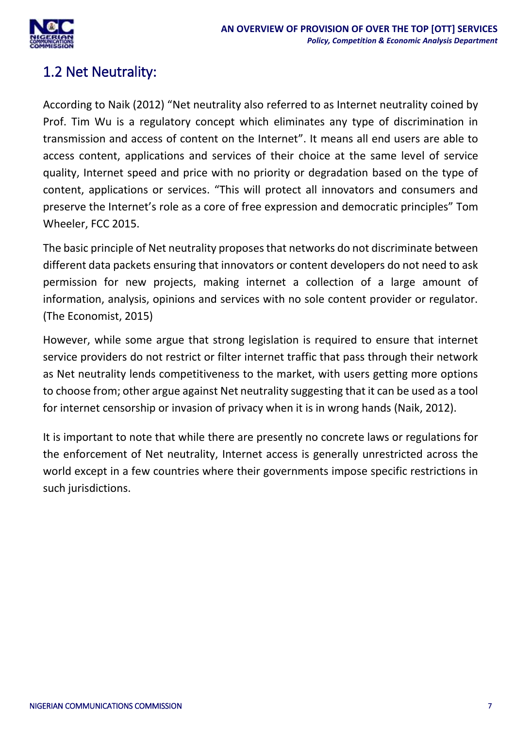## 1.2 Net Neutrality:

According to Naik (2012) "Net neutrality also referred to as Internet neutrality coined by Prof. Tim Wu is a regulatory concept which eliminates any type of discrimination in transmission and access of content on the Internet". It means all end users are able to access content, applications and services of their choice at the same level of service quality, Internet speed and price with no priority or degradation based on the type of content, applications or services. "This will protect all innovators and consumers and preserve the Internet's role as a core of free expression and democratic principles" Tom Wheeler, FCC 2015.

The basic principle of Net neutrality proposes that networks do not discriminate between different data packets ensuring that innovators or content developers do not need to ask permission for new projects, making internet a collection of a large amount of information, analysis, opinions and services with no sole content provider or regulator. (The Economist, 2015)

However, while some argue that strong legislation is required to ensure that internet service providers do not restrict or filter internet traffic that pass through their network as Net neutrality lends competitiveness to the market, with users getting more options to choose from; other argue against Net neutrality suggesting that it can be used as a tool for internet censorship or invasion of privacy when it is in wrong hands (Naik, 2012).

It is important to note that while there are presently no concrete laws or regulations for the enforcement of Net neutrality, Internet access is generally unrestricted across the world except in a few countries where their governments impose specific restrictions in such jurisdictions.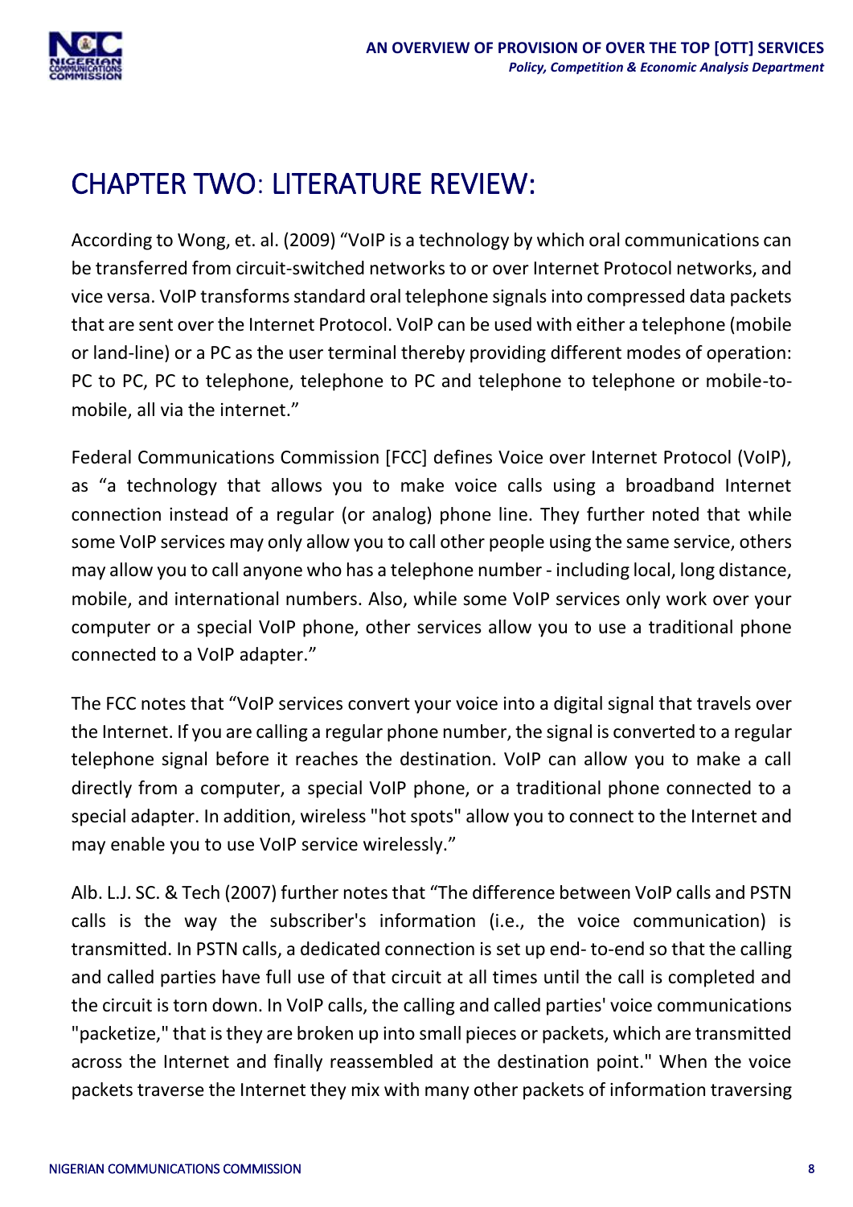# CHAPTER TWO: LITERATURE REVIEW:

According to Wong, et. al. (2009) "VoIP is a technology by which oral communications can be transferred from circuit-switched networks to or over Internet Protocol networks, and vice versa. VoIP transforms standard oral telephone signals into compressed data packets that are sent over the Internet Protocol. VoIP can be used with either a telephone (mobile or land-line) or a PC as the user terminal thereby providing different modes of operation: PC to PC, PC to telephone, telephone to PC and telephone to telephone or mobile-to-mobile, all via the internet."

Federal Communications Commission [FCC] defines Voice over Internet Protocol (VoIP), as "a technology that allows you to make voice calls using a broadband Internet connection instead of a regular (or analog) phone line. They further noted that while some VoIP services may only allow you to call other people using the same service, others may allow you to call anyone who has a telephone number - including local, long distance, mobile, and international numbers. Also, while some VoIP services only work over your computer or a special VoIP phone, other services allow you to use a traditional phone connected to a VoIP adapter."

The FCC notes that "VoIP services convert your voice into a digital signal that travels over the Internet. If you are calling a regular phone number, the signal is converted to a regular telephone signal before it reaches the destination. VoIP can allow you to make a call directly from a computer, a special VoIP phone, or a traditional phone connected to a special adapter. In addition, wireless "hot spots" allow you to connect to the Internet and may enable you to use VoIP service wirelessly."

Alb. L.J. SC. & Tech (2007) further notes that "The difference between VoIP calls and PSTN calls is the way the subscriber's information (i.e., the voice communication) is transmitted. In PSTN calls, a dedicated connection is set up end- to-end so that the calling and called parties have full use of that circuit at all times until the call is completed and the circuit is torn down. In VoIP calls, the calling and called parties' voice communications "packetize," that is they are broken up into small pieces or packets, which are transmitted across the Internet and finally reassembled at the destination point." When the voice packets traverse the Internet they mix with many other packets of information traversing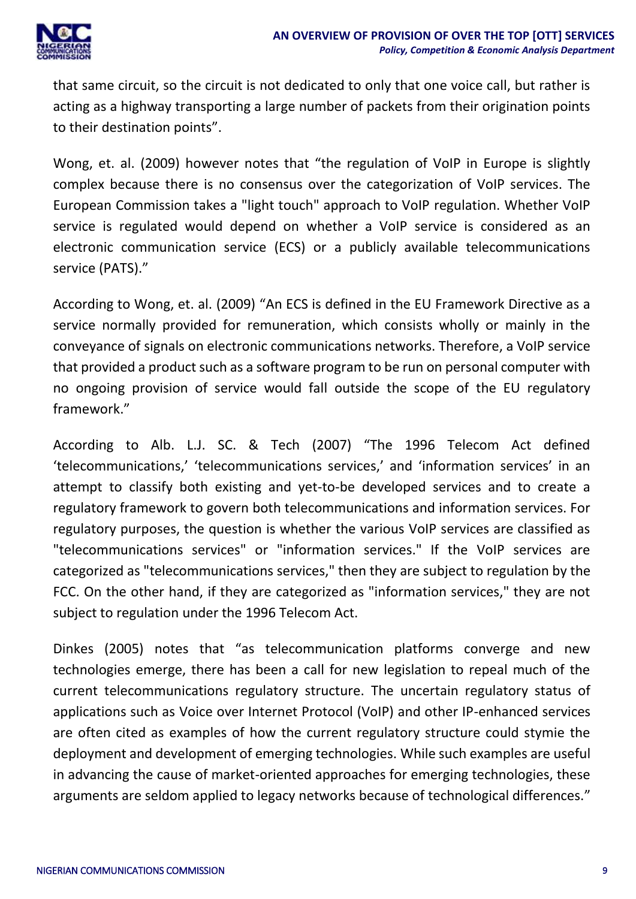that same circuit, so the circuit is not dedicated to only that one voice call, but rather is acting as a highway transporting a large number of packets from their origination points to their destination points".

Wong, et. al. (2009) however notes that "the regulation of VoIP in Europe is slightly complex because there is no consensus over the categorization of VoIP services. The European Commission takes a "light touch" approach to VoIP regulation. Whether VoIP service is regulated would depend on whether a VoIP service is considered as an electronic communication service (ECS) or a publicly available telecommunications service (PATS)."

According to Wong, et. al. (2009) "An ECS is defined in the EU Framework Directive as a service normally provided for remuneration, which consists wholly or mainly in the conveyance of signals on electronic communications networks. Therefore, a VoIP service that provided a product such as a software program to be run on personal computer with no ongoing provision of service would fall outside the scope of the EU regulatory framework."

According to Alb. L.J. SC. & Tech (2007) "The 1996 Telecom Act defined 'telecommunications,' 'telecommunications services,' and 'information services' in an attempt to classify both existing and yet-to-be developed services and to create a regulatory framework to govern both telecommunications and information services. For regulatory purposes, the question is whether the various VoIP services are classified as "telecommunications services" or "information services." If the VoIP services are categorized as "telecommunications services," then they are subject to regulation by the FCC. On the other hand, if they are categorized as "information services," they are not subject to regulation under the 1996 Telecom Act.

Dinkes (2005) notes that "as telecommunication platforms converge and new technologies emerge, there has been a call for new legislation to repeal much of the current telecommunications regulatory structure. The uncertain regulatory status of applications such as Voice over Internet Protocol (VoIP) and other IP-enhanced services are often cited as examples of how the current regulatory structure could stymie the deployment and development of emerging technologies. While such examples are useful in advancing the cause of market-oriented approaches for emerging technologies, these arguments are seldom applied to legacy networks because of technological differences."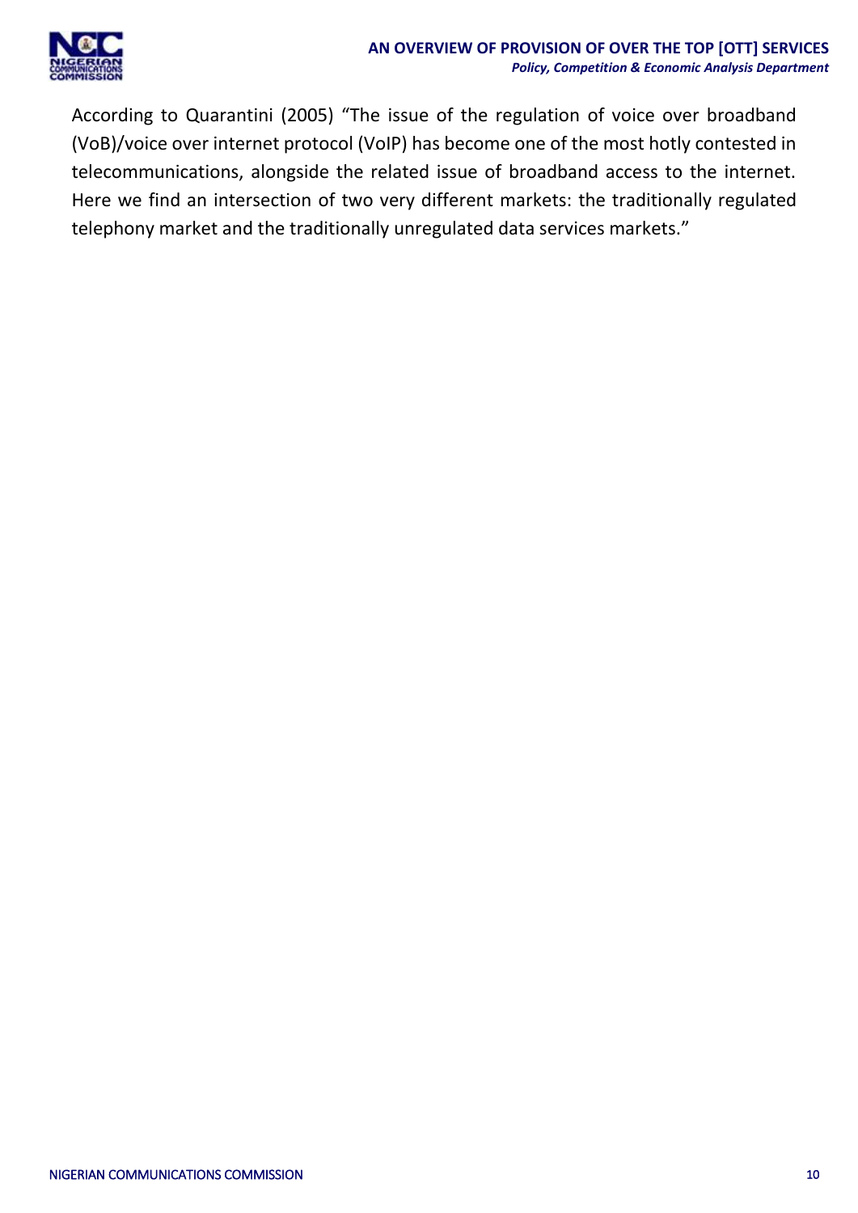According to Quarantini (2005) “The issue of the regulation of voice over broadband (VoB)/voice over internet protocol (VoIP) has become one of the most hotly contested in telecommunications, alongside the related issue of broadband access to the internet. Here we find an intersection of two very different markets: the traditionally regulated telephony market and the traditionally unregulated data services markets.”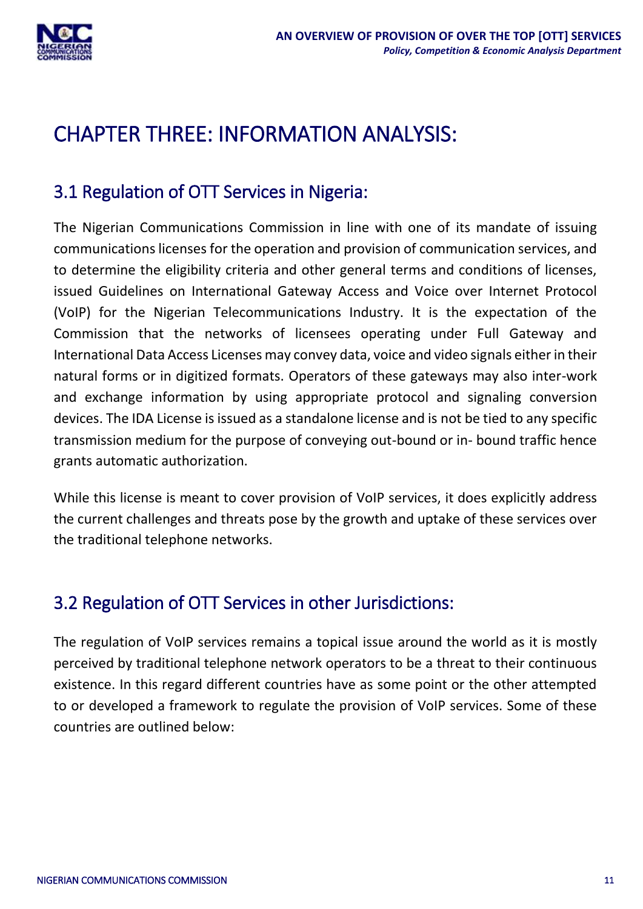# CHAPTER THREE: INFORMATION ANALYSIS:

## 3.1 Regulation of OTT Services in Nigeria:

The Nigerian Communications Commission in line with one of its mandate of issuing communications licenses for the operation and provision of communication services, and to determine the eligibility criteria and other general terms and conditions of licenses, issued Guidelines on International Gateway Access and Voice over Internet Protocol (VoIP) for the Nigerian Telecommunications Industry. It is the expectation of the Commission that the networks of licensees operating under Full Gateway and International Data Access Licenses may convey data, voice and video signals either in their natural forms or in digitized formats. Operators of these gateways may also inter-work and exchange information by using appropriate protocol and signaling conversion devices. The IDA License is issued as a standalone license and is not be tied to any specific transmission medium for the purpose of conveying out-bound or in- bound traffic hence grants automatic authorization.

While this license is meant to cover provision of VoIP services, it does explicitly address the current challenges and threats pose by the growth and uptake of these services over the traditional telephone networks.

## 3.2 Regulation of OTT Services in other Jurisdictions:

The regulation of VoIP services remains a topical issue around the world as it is mostly perceived by traditional telephone network operators to be a threat to their continuous existence. In this regard different countries have as some point or the other attempted to or developed a framework to regulate the provision of VoIP services. Some of these countries are outlined below: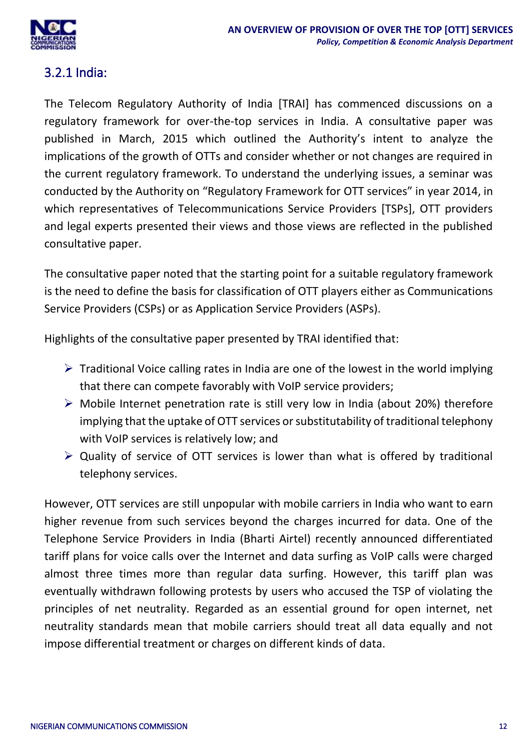### 3.2.1 India:

The Telecom Regulatory Authority of India [TRAI] has commenced discussions on a regulatory framework for over-the-top services in India. A consultative paper was published in March, 2015 which outlined the Authority's intent to analyze the implications of the growth of OTTs and consider whether or not changes are required in the current regulatory framework. To understand the underlying issues, a seminar was conducted by the Authority on "Regulatory Framework for OTT services" in year 2014, in which representatives of Telecommunications Service Providers [TSPs], OTT providers and legal experts presented their views and those views are reflected in the published consultative paper.

The consultative paper noted that the starting point for a suitable regulatory framework is the need to define the basis for classification of OTT players either as Communications Service Providers (CSPs) or as Application Service Providers (ASPs).

Highlights of the consultative paper presented by TRAI identified that:

- Traditional Voice calling rates in India are one of the lowest in the world implying that there can compete favorably with VoIP service providers;
- Mobile Internet penetration rate is still very low in India (about 20%) therefore implying that the uptake of OTT services or substitutability of traditional telephony with VoIP services is relatively low; and
- Quality of service of OTT services is lower than what is offered by traditional telephony services.

However, OTT services are still unpopular with mobile carriers in India who want to earn higher revenue from such services beyond the charges incurred for data. One of the Telephone Service Providers in India (Bharti Airtel) recently announced differentiated tariff plans for voice calls over the Internet and data surfing as VoIP calls were charged almost three times more than regular data surfing. However, this tariff plan was eventually withdrawn following protests by users who accused the TSP of violating the principles of net neutrality. Regarded as an essential ground for open internet, net neutrality standards mean that mobile carriers should treat all data equally and not impose differential treatment or charges on different kinds of data.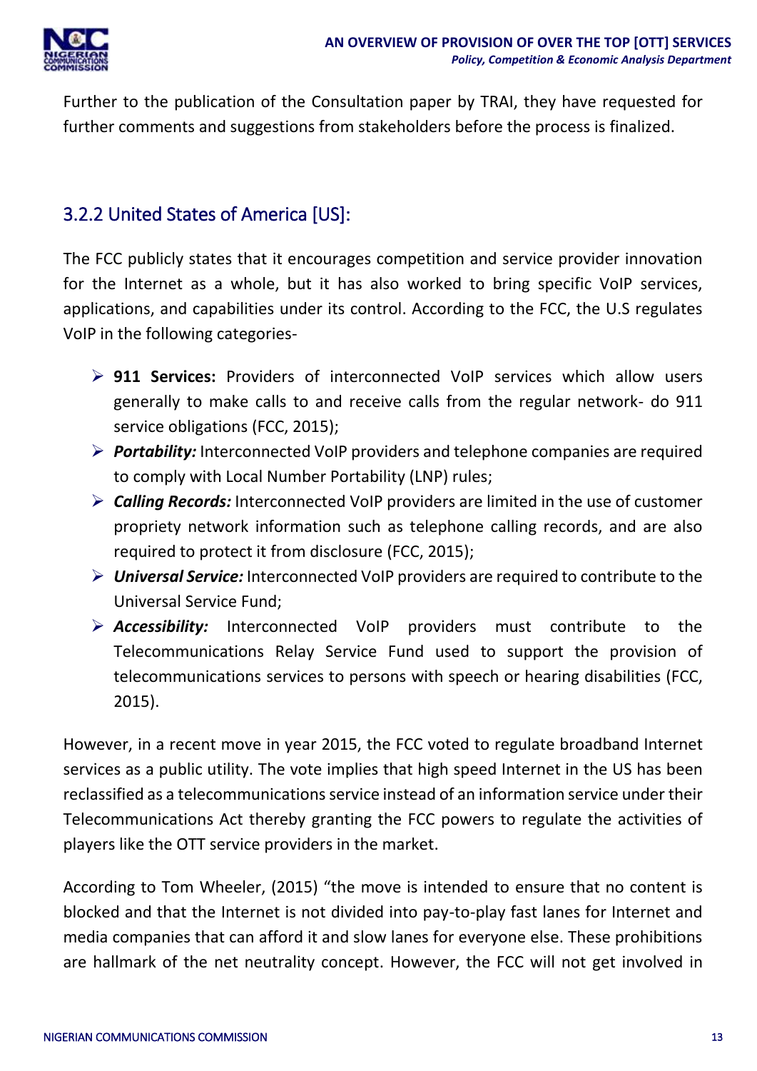Further to the publication of the Consultation paper by TRAI, they have requested for further comments and suggestions from stakeholders before the process is finalized.

### 3.2.2 United States of America [US]:

The FCC publicly states that it encourages competition and service provider innovation for the Internet as a whole, but it has also worked to bring specific VoIP services, applications, and capabilities under its control. According to the FCC, the U.S regulates VoIP in the following categories-

- **911 Services:** Providers of interconnected VoIP services which allow users generally to make calls to and receive calls from the regular network- do 911 service obligations (FCC, 2015);
- ***Portability:*** Interconnected VoIP providers and telephone companies are required to comply with Local Number Portability (LNP) rules;
- ***Calling Records:*** Interconnected VoIP providers are limited in the use of customer propriety network information such as telephone calling records, and are also required to protect it from disclosure (FCC, 2015);
- ***Universal Service:*** Interconnected VoIP providers are required to contribute to the Universal Service Fund;
- ***Accessibility:*** Interconnected VoIP providers must contribute to the Telecommunications Relay Service Fund used to support the provision of telecommunications services to persons with speech or hearing disabilities (FCC, 2015).

However, in a recent move in year 2015, the FCC voted to regulate broadband Internet services as a public utility. The vote implies that high speed Internet in the US has been reclassified as a telecommunications service instead of an information service under their Telecommunications Act thereby granting the FCC powers to regulate the activities of players like the OTT service providers in the market.

According to Tom Wheeler, (2015) "the move is intended to ensure that no content is blocked and that the Internet is not divided into pay-to-play fast lanes for Internet and media companies that can afford it and slow lanes for everyone else. These prohibitions are hallmark of the net neutrality concept. However, the FCC will not get involved in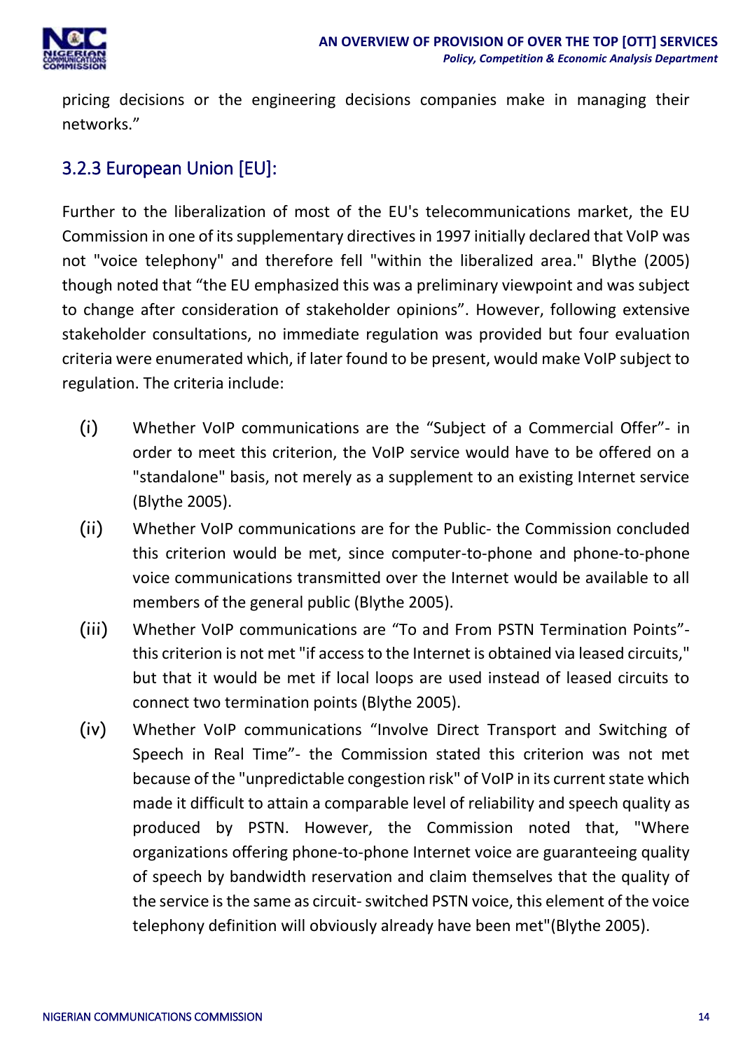pricing decisions or the engineering decisions companies make in managing their networks."

### 3.2.3 European Union [EU]:

Further to the liberalization of most of the EU's telecommunications market, the EU Commission in one of its supplementary directives in 1997 initially declared that VoIP was not "voice telephony" and therefore fell "within the liberalized area." Blythe (2005) though noted that "the EU emphasized this was a preliminary viewpoint and was subject to change after consideration of stakeholder opinions". However, following extensive stakeholder consultations, no immediate regulation was provided but four evaluation criteria were enumerated which, if later found to be present, would make VoIP subject to regulation. The criteria include:

(i) Whether VoIP communications are the "Subject of a Commercial Offer"- in order to meet this criterion, the VoIP service would have to be offered on a "standalone" basis, not merely as a supplement to an existing Internet service (Blythe 2005).

(ii) Whether VoIP communications are for the Public- the Commission concluded this criterion would be met, since computer-to-phone and phone-to-phone voice communications transmitted over the Internet would be available to all members of the general public (Blythe 2005).

(iii) Whether VoIP communications are "To and From PSTN Termination Points"- this criterion is not met "if access to the Internet is obtained via leased circuits," but that it would be met if local loops are used instead of leased circuits to connect two termination points (Blythe 2005).

(iv) Whether VoIP communications "Involve Direct Transport and Switching of Speech in Real Time"- the Commission stated this criterion was not met because of the "unpredictable congestion risk" of VoIP in its current state which made it difficult to attain a comparable level of reliability and speech quality as produced by PSTN. However, the Commission noted that, "Where organizations offering phone-to-phone Internet voice are guaranteeing quality of speech by bandwidth reservation and claim themselves that the quality of the service is the same as circuit- switched PSTN voice, this element of the voice telephony definition will obviously already have been met"(Blythe 2005).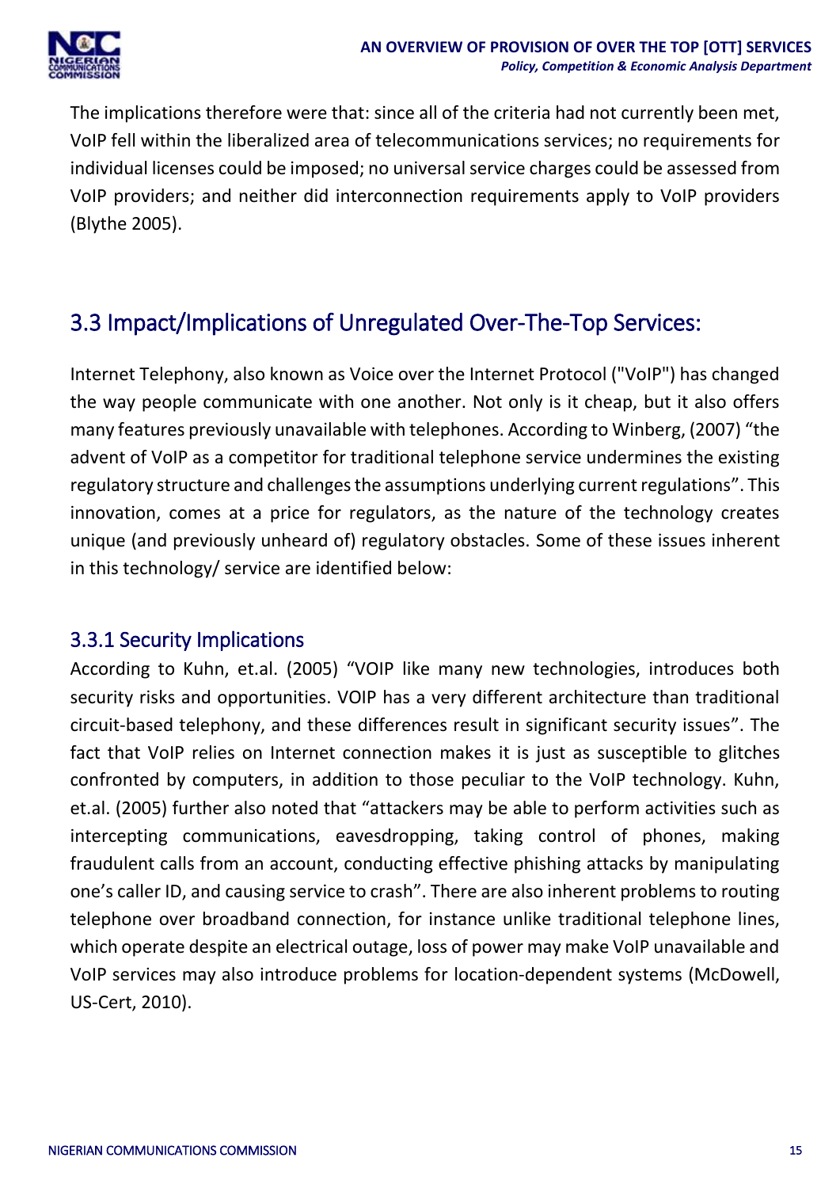The implications therefore were that: since all of the criteria had not currently been met, VoIP fell within the liberalized area of telecommunications services; no requirements for individual licenses could be imposed; no universal service charges could be assessed from VoIP providers; and neither did interconnection requirements apply to VoIP providers (Blythe 2005).

## 3.3 Impact/Implications of Unregulated Over-The-Top Services:

Internet Telephony, also known as Voice over the Internet Protocol ("VoIP") has changed the way people communicate with one another. Not only is it cheap, but it also offers many features previously unavailable with telephones. According to Winberg, (2007) "the advent of VoIP as a competitor for traditional telephone service undermines the existing regulatory structure and challenges the assumptions underlying current regulations". This innovation, comes at a price for regulators, as the nature of the technology creates unique (and previously unheard of) regulatory obstacles. Some of these issues inherent in this technology/ service are identified below:

### 3.3.1 Security Implications

According to Kuhn, et.al. (2005) "VOIP like many new technologies, introduces both security risks and opportunities. VOIP has a very different architecture than traditional circuit-based telephony, and these differences result in significant security issues". The fact that VoIP relies on Internet connection makes it is just as susceptible to glitches confronted by computers, in addition to those peculiar to the VoIP technology. Kuhn, et.al. (2005) further also noted that "attackers may be able to perform activities such as intercepting communications, eavesdropping, taking control of phones, making fraudulent calls from an account, conducting effective phishing attacks by manipulating one's caller ID, and causing service to crash". There are also inherent problems to routing telephone over broadband connection, for instance unlike traditional telephone lines, which operate despite an electrical outage, loss of power may make VoIP unavailable and VoIP services may also introduce problems for location-dependent systems (McDowell, US-Cert, 2010).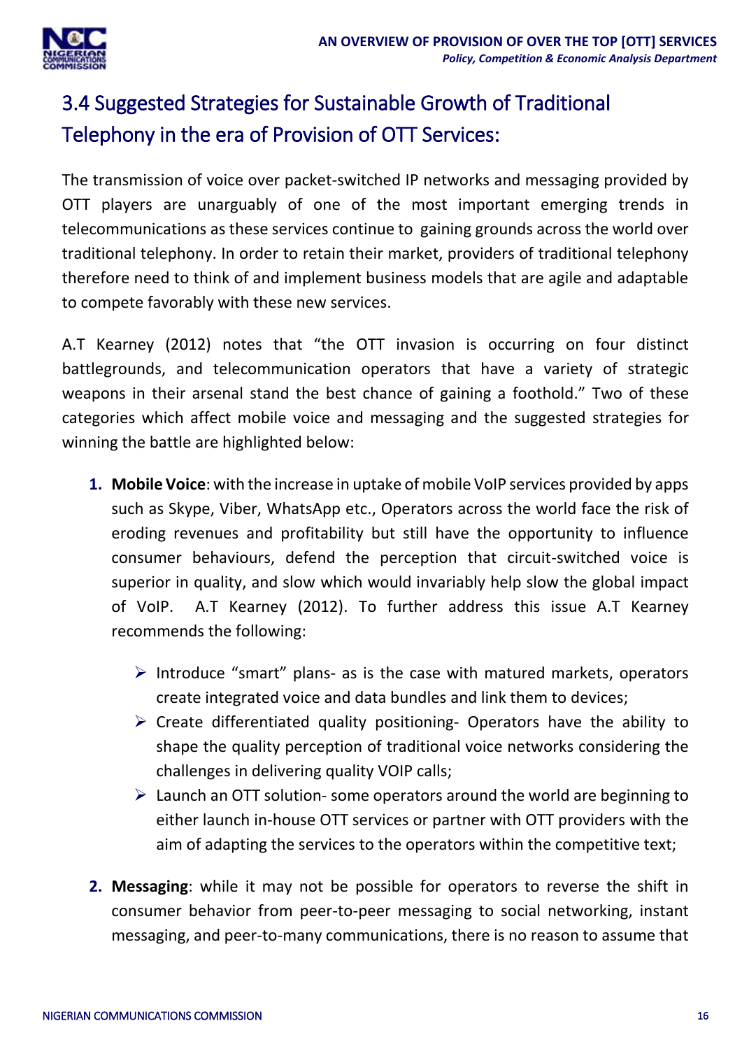## 3.4 Suggested Strategies for Sustainable Growth of Traditional Telephony in the era of Provision of OTT Services:

The transmission of voice over packet-switched IP networks and messaging provided by OTT players are unarguably of one of the most important emerging trends in telecommunications as these services continue to gaining grounds across the world over traditional telephony. In order to retain their market, providers of traditional telephony therefore need to think of and implement business models that are agile and adaptable to compete favorably with these new services.

A.T Kearney (2012) notes that "the OTT invasion is occurring on four distinct battlegrounds, and telecommunication operators that have a variety of strategic weapons in their arsenal stand the best chance of gaining a foothold." Two of these categories which affect mobile voice and messaging and the suggested strategies for winning the battle are highlighted below:

1. **Mobile Voice**: with the increase in uptake of mobile VoIP services provided by apps such as Skype, Viber, WhatsApp etc., Operators across the world face the risk of eroding revenues and profitability but still have the opportunity to influence consumer behaviours, defend the perception that circuit-switched voice is superior in quality, and slow which would invariably help slow the global impact of VoIP. A.T Kearney (2012). To further address this issue A.T Kearney recommends the following:

   - Introduce "smart" plans- as is the case with matured markets, operators create integrated voice and data bundles and link them to devices;
   - Create differentiated quality positioning- Operators have the ability to shape the quality perception of traditional voice networks considering the challenges in delivering quality VOIP calls;
   - Launch an OTT solution- some operators around the world are beginning to either launch in-house OTT services or partner with OTT providers with the aim of adapting the services to the operators within the competitive text;

2. **Messaging**: while it may not be possible for operators to reverse the shift in consumer behavior from peer-to-peer messaging to social networking, instant messaging, and peer-to-many communications, there is no reason to assume that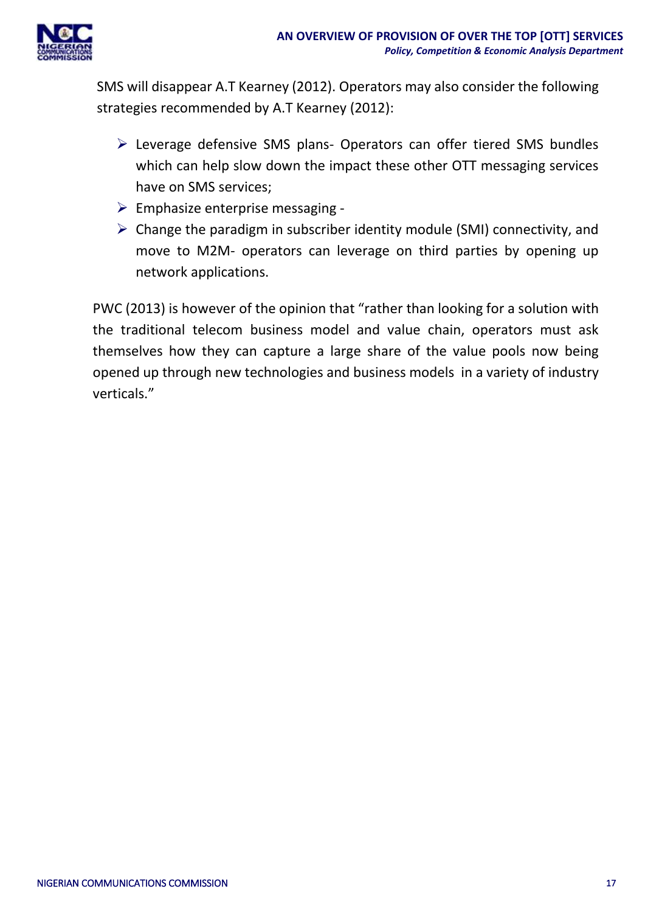SMS will disappear A.T Kearney (2012). Operators may also consider the following strategies recommended by A.T Kearney (2012):

- Leverage defensive SMS plans- Operators can offer tiered SMS bundles which can help slow down the impact these other OTT messaging services have on SMS services;
- Emphasize enterprise messaging -
- Change the paradigm in subscriber identity module (SMI) connectivity, and move to M2M- operators can leverage on third parties by opening up network applications.

PWC (2013) is however of the opinion that "rather than looking for a solution with the traditional telecom business model and value chain, operators must ask themselves how they can capture a large share of the value pools now being opened up through new technologies and business models in a variety of industry verticals."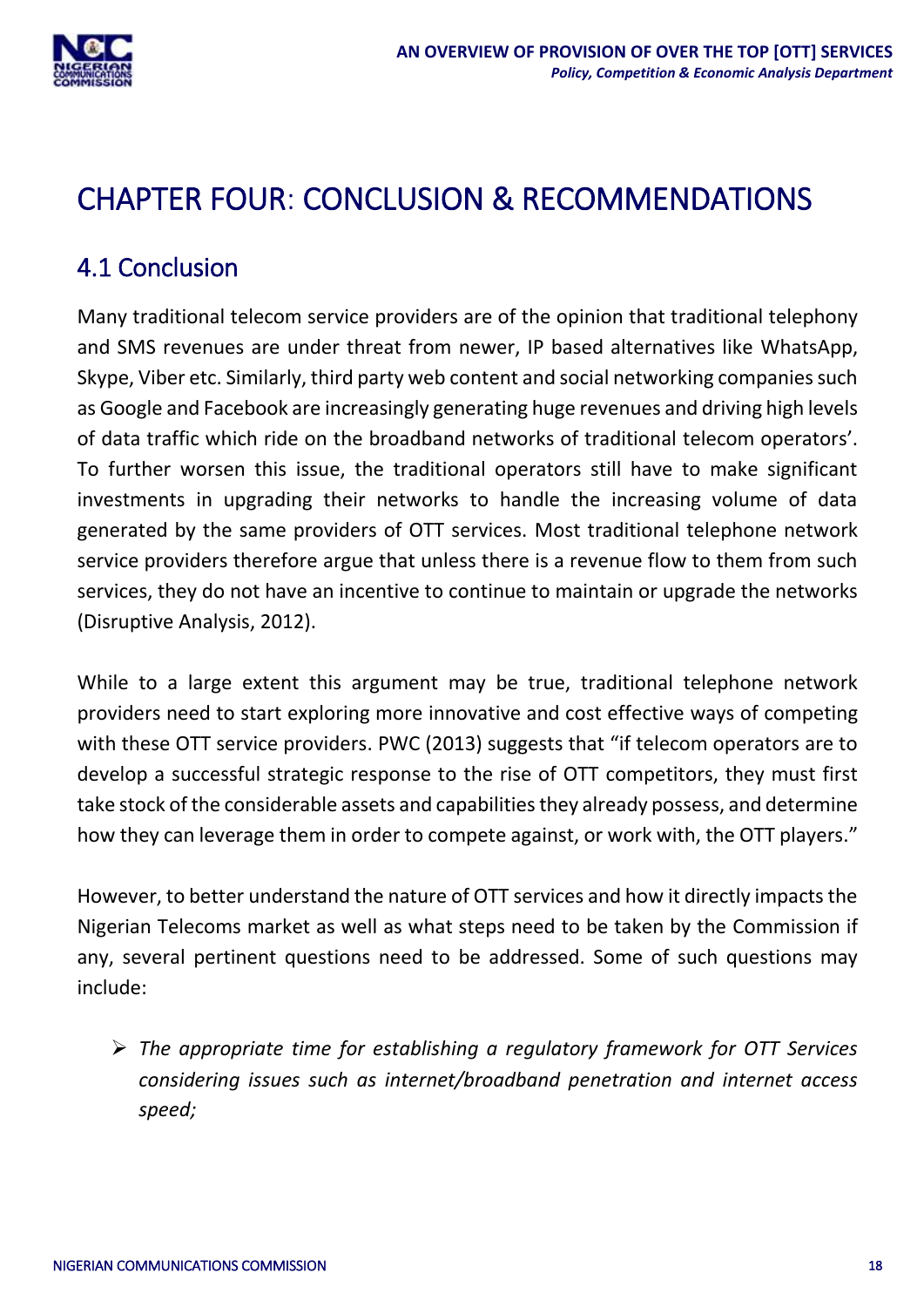# CHAPTER FOUR: CONCLUSION & RECOMMENDATIONS

## 4.1 Conclusion

Many traditional telecom service providers are of the opinion that traditional telephony and SMS revenues are under threat from newer, IP based alternatives like WhatsApp, Skype, Viber etc. Similarly, third party web content and social networking companies such as Google and Facebook are increasingly generating huge revenues and driving high levels of data traffic which ride on the broadband networks of traditional telecom operators'. To further worsen this issue, the traditional operators still have to make significant investments in upgrading their networks to handle the increasing volume of data generated by the same providers of OTT services. Most traditional telephone network service providers therefore argue that unless there is a revenue flow to them from such services, they do not have an incentive to continue to maintain or upgrade the networks (Disruptive Analysis, 2012).

While to a large extent this argument may be true, traditional telephone network providers need to start exploring more innovative and cost effective ways of competing with these OTT service providers. PWC (2013) suggests that "if telecom operators are to develop a successful strategic response to the rise of OTT competitors, they must first take stock of the considerable assets and capabilities they already possess, and determine how they can leverage them in order to compete against, or work with, the OTT players."

However, to better understand the nature of OTT services and how it directly impacts the Nigerian Telecoms market as well as what steps need to be taken by the Commission if any, several pertinent questions need to be addressed. Some of such questions may include:

- *The appropriate time for establishing a regulatory framework for OTT Services considering issues such as internet/broadband penetration and internet access speed;*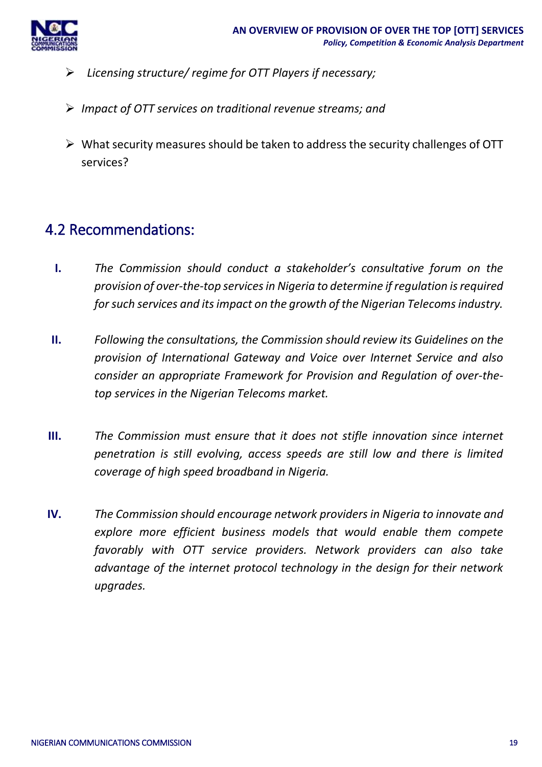- *Licensing structure/ regime for OTT Players if necessary;*
- *Impact of OTT services on traditional revenue streams; and*
- What security measures should be taken to address the security challenges of OTT services?

## 4.2 Recommendations:

**I.** *The Commission should conduct a stakeholder's consultative forum on the provision of over-the-top services in Nigeria to determine if regulation is required for such services and its impact on the growth of the Nigerian Telecoms industry.*

**II.** *Following the consultations, the Commission should review its Guidelines on the provision of International Gateway and Voice over Internet Service and also consider an appropriate Framework for Provision and Regulation of over-the-top services in the Nigerian Telecoms market.*

**III.** *The Commission must ensure that it does not stifle innovation since internet penetration is still evolving, access speeds are still low and there is limited coverage of high speed broadband in Nigeria.*

**IV.** *The Commission should encourage network providers in Nigeria to innovate and explore more efficient business models that would enable them compete favorably with OTT service providers. Network providers can also take advantage of the internet protocol technology in the design for their network upgrades.*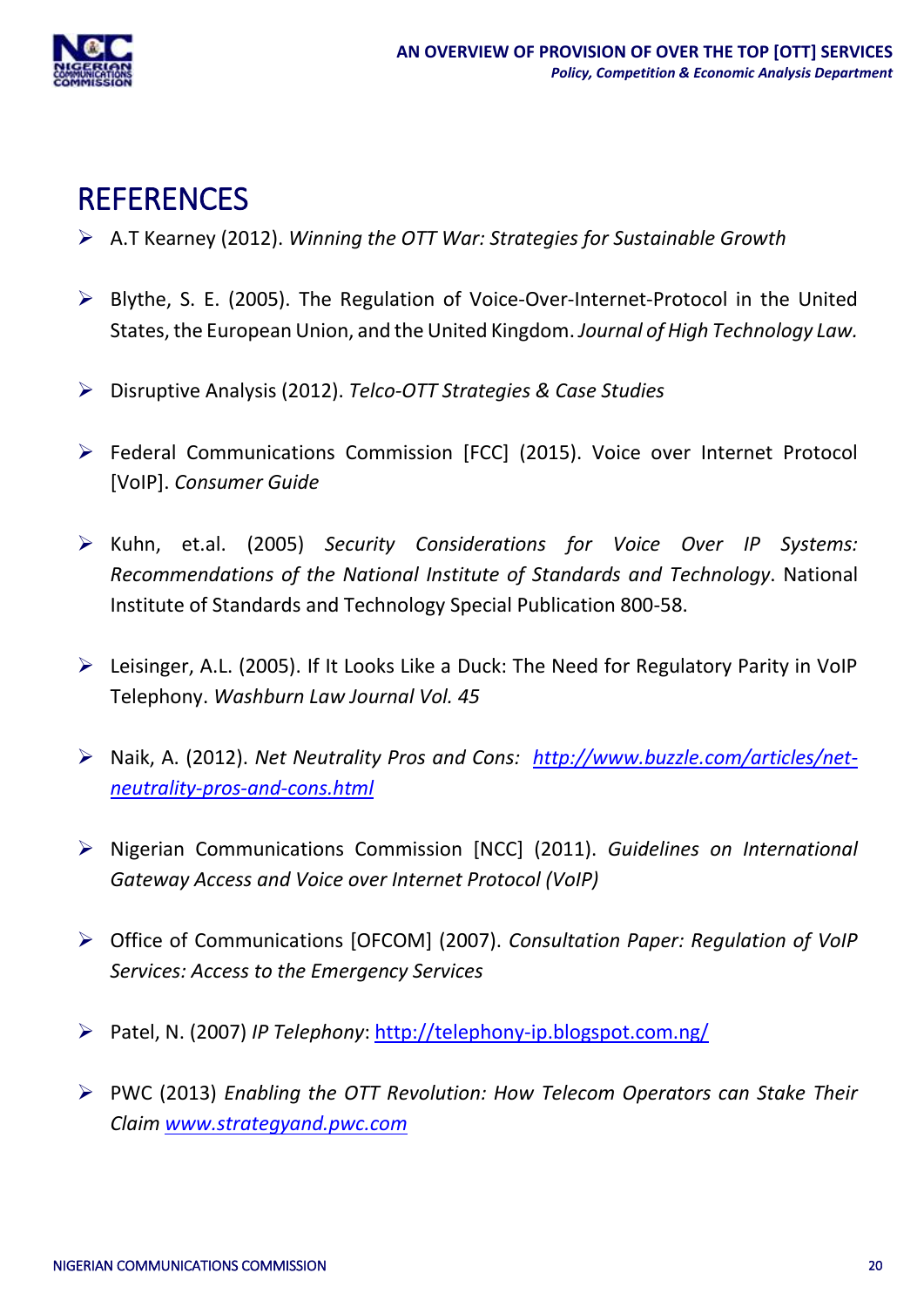# REFERENCES

- A.T Kearney (2012). *Winning the OTT War: Strategies for Sustainable Growth*

- Blythe, S. E. (2005). The Regulation of Voice-Over-Internet-Protocol in the United States, the European Union, and the United Kingdom. *Journal of High Technology Law.*

- Disruptive Analysis (2012). *Telco-OTT Strategies & Case Studies*

- Federal Communications Commission [FCC] (2015). Voice over Internet Protocol [VoIP]. *Consumer Guide*

- Kuhn, et.al. (2005) *Security Considerations for Voice Over IP Systems: Recommendations of the National Institute of Standards and Technology*. National Institute of Standards and Technology Special Publication 800-58.

- Leisinger, A.L. (2005). If It Looks Like a Duck: The Need for Regulatory Parity in VoIP Telephony. *Washburn Law Journal Vol. 45*

- Naik, A. (2012). *Net Neutrality Pros and Cons: http://www.buzzle.com/articles/net-neutrality-pros-and-cons.html*

- Nigerian Communications Commission [NCC] (2011). *Guidelines on International Gateway Access and Voice over Internet Protocol (VoIP)*

- Office of Communications [OFCOM] (2007). *Consultation Paper: Regulation of VoIP Services: Access to the Emergency Services*

- Patel, N. (2007) *IP Telephony*: http://telephony-ip.blogspot.com.ng/

- PWC (2013) *Enabling the OTT Revolution: How Telecom Operators can Stake Their Claim www.strategyand.pwc.com*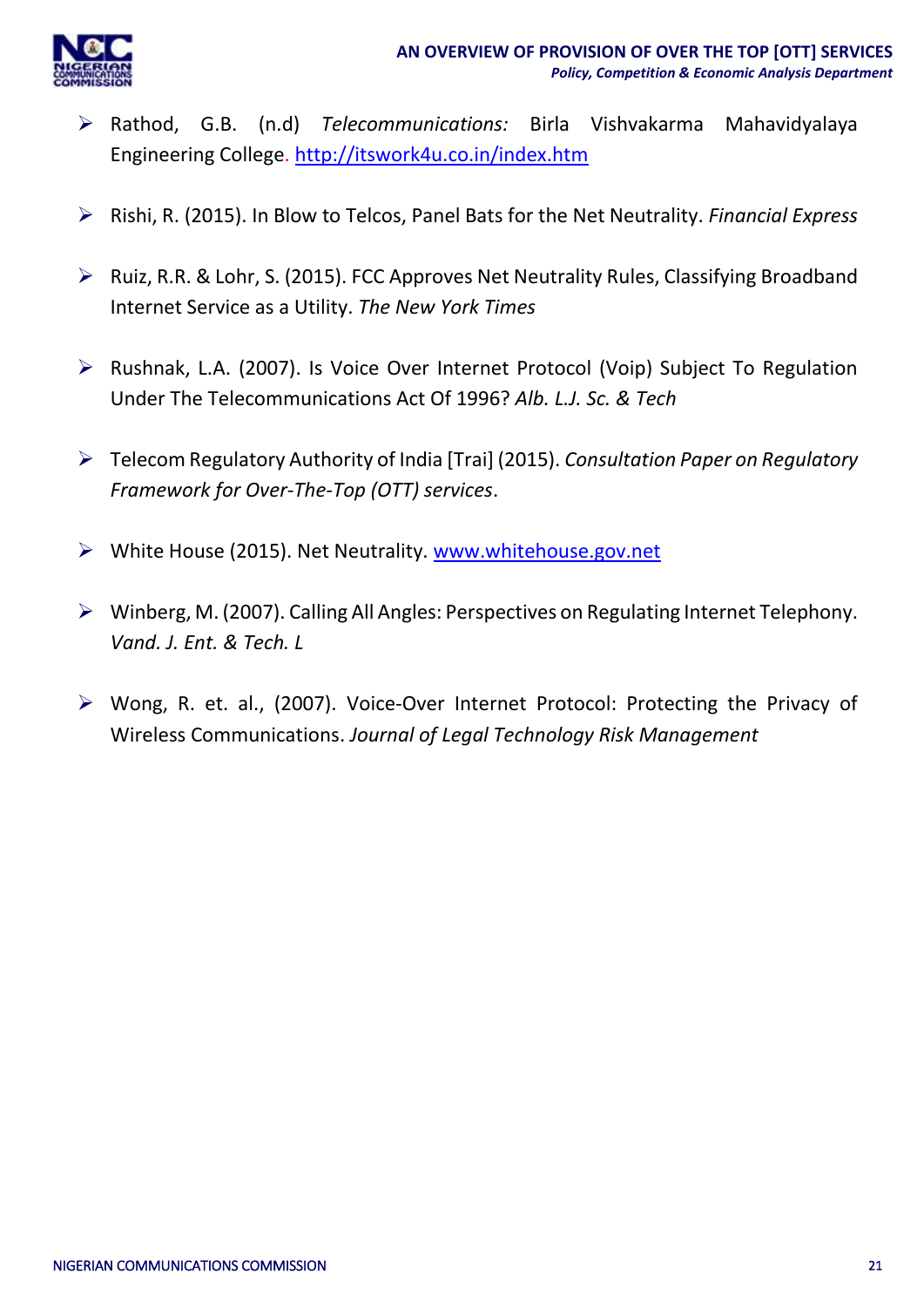- Rathod, G.B. (n.d) *Telecommunications:* Birla Vishvakarma Mahavidyalaya Engineering College. http://itswork4u.co.in/index.htm

- Rishi, R. (2015). In Blow to Telcos, Panel Bats for the Net Neutrality. *Financial Express*

- Ruiz, R.R. & Lohr, S. (2015). FCC Approves Net Neutrality Rules, Classifying Broadband Internet Service as a Utility. *The New York Times*

- Rushnak, L.A. (2007). Is Voice Over Internet Protocol (Voip) Subject To Regulation Under The Telecommunications Act Of 1996? *Alb. L.J. Sc. & Tech*

- Telecom Regulatory Authority of India [Trai] (2015). *Consultation Paper on Regulatory Framework for Over-The-Top (OTT) services*.

- White House (2015). Net Neutrality. www.whitehouse.gov.net

- Winberg, M. (2007). Calling All Angles: Perspectives on Regulating Internet Telephony. *Vand. J. Ent. & Tech. L*

- Wong, R. et. al., (2007). Voice-Over Internet Protocol: Protecting the Privacy of Wireless Communications. *Journal of Legal Technology Risk Management*